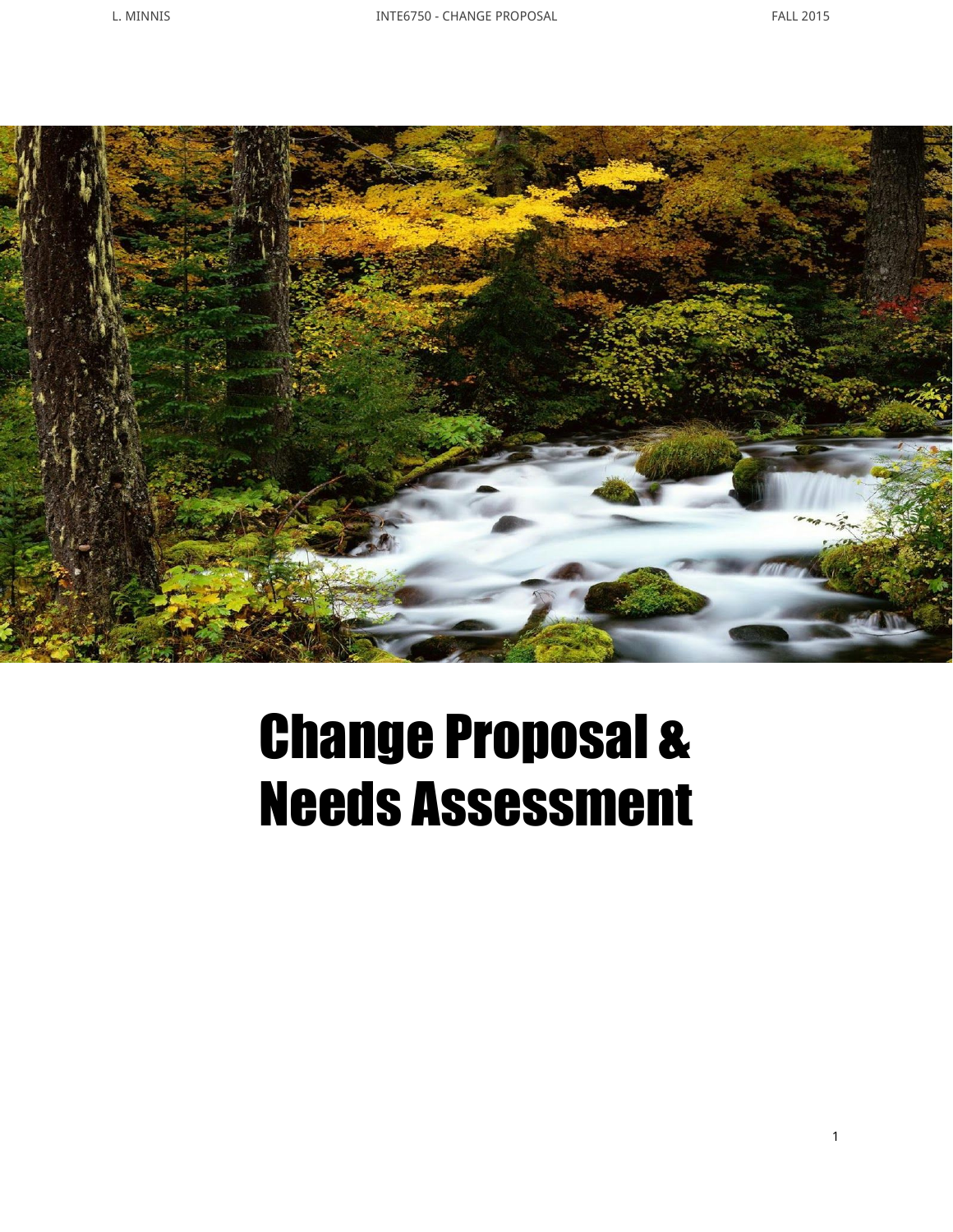# Change Proposal & Needs Assessment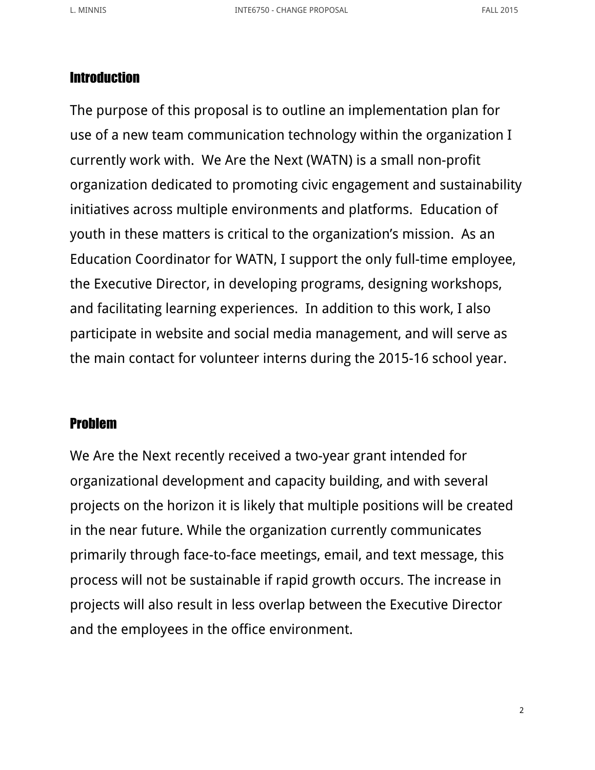## Introduction

The purpose of this proposal is to outline an implementation plan for use of a new team communication technology within the organization I currently work with. We Are the Next (WATN) is a small non-profit organization dedicated to promoting civic engagement and sustainability initiatives across multiple environments and platforms. Education of youth in these matters is critical to the organization's mission. As an Education Coordinator for WATN, I support the only full-time employee, the Executive Director, in developing programs, designing workshops, and facilitating learning experiences. In addition to this work, I also participate in website and social media management, and will serve as the main contact for volunteer interns during the 2015-16 school year.

## Problem

We Are the Next recently received a two-year grant intended for organizational development and capacity building, and with several projects on the horizon it is likely that multiple positions will be created in the near future. While the organization currently communicates primarily through face-to-face meetings, email, and text message, this process will not be sustainable if rapid growth occurs. The increase in projects will also result in less overlap between the Executive Director and the employees in the office environment.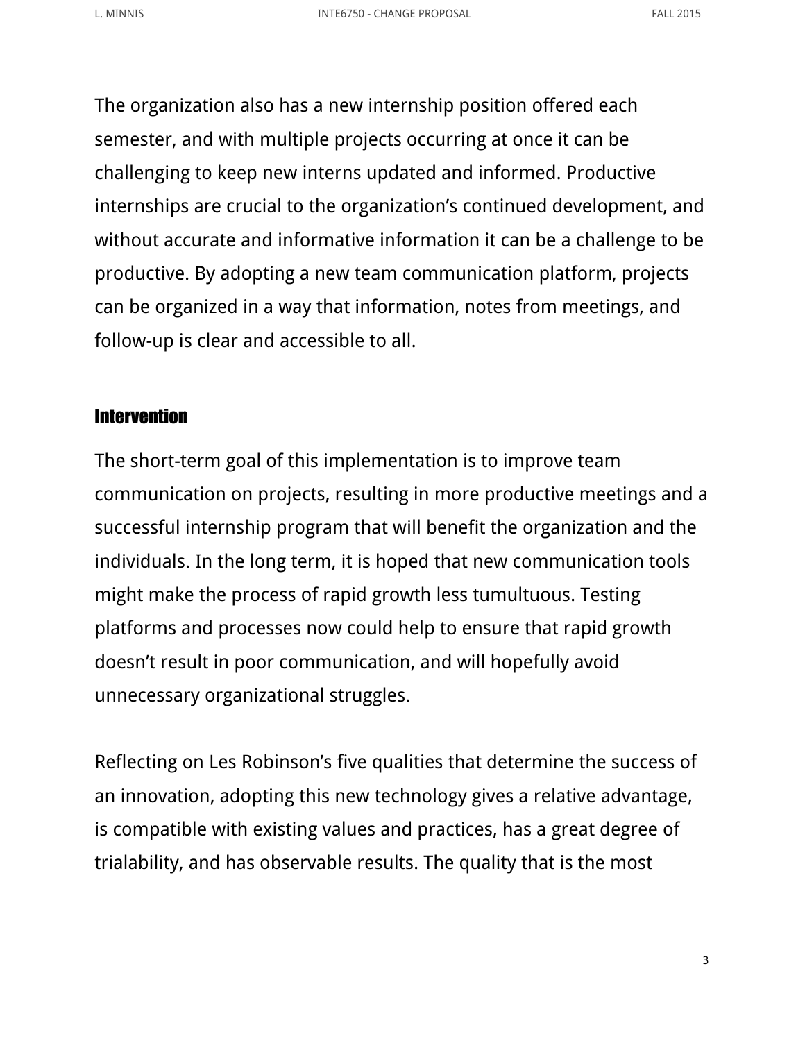The organization also has a new internship position offered each semester, and with multiple projects occurring at once it can be challenging to keep new interns updated and informed. Productive internships are crucial to the organization's continued development, and without accurate and informative information it can be a challenge to be productive. By adopting a new team communication platform, projects can be organized in a way that information, notes from meetings, and follow-up is clear and accessible to all.

## Intervention

The short-term goal of this implementation is to improve team communication on projects, resulting in more productive meetings and a successful internship program that will benefit the organization and the individuals. In the long term, it is hoped that new communication tools might make the process of rapid growth less tumultuous. Testing platforms and processes now could help to ensure that rapid growth doesn't result in poor communication, and will hopefully avoid unnecessary organizational struggles.

Reflecting on Les Robinson's five qualities that determine the success of an innovation, adopting this new technology gives a relative advantage, is compatible with existing values and practices, has a great degree of trialability, and has observable results. The quality that is the most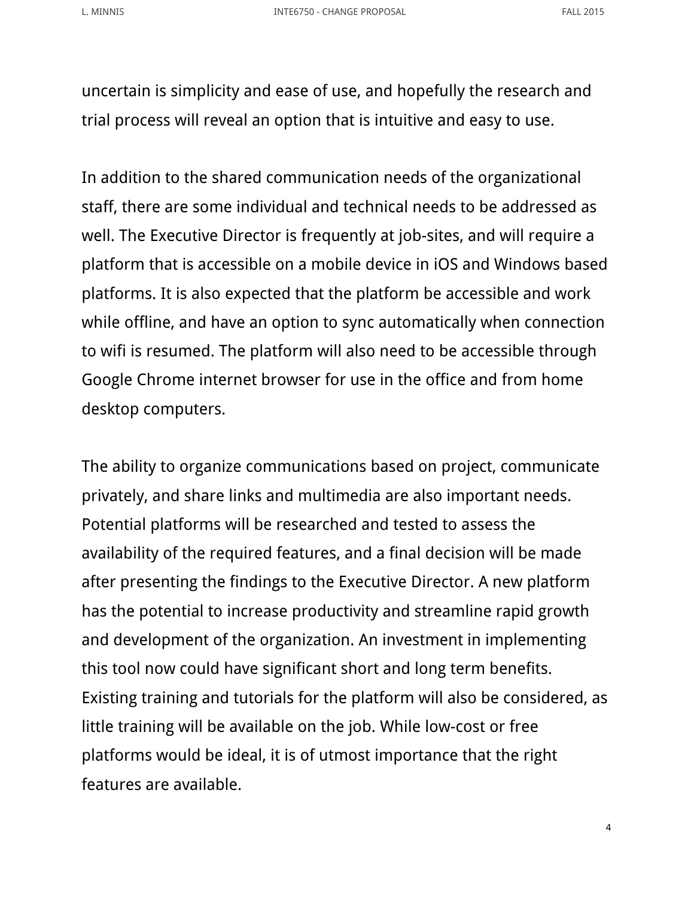uncertain is simplicity and ease of use, and hopefully the research and trial process will reveal an option that is intuitive and easy to use.

In addition to the shared communication needs of the organizational staff, there are some individual and technical needs to be addressed as well. The Executive Director is frequently at job-sites, and will require a platform that is accessible on a mobile device in iOS and Windows based platforms. It is also expected that the platform be accessible and work while offline, and have an option to sync automatically when connection to wifi is resumed. The platform will also need to be accessible through Google Chrome internet browser for use in the office and from home desktop computers.

The ability to organize communications based on project, communicate privately, and share links and multimedia are also important needs. Potential platforms will be researched and tested to assess the availability of the required features, and a final decision will be made after presenting the findings to the Executive Director. A new platform has the potential to increase productivity and streamline rapid growth and development of the organization. An investment in implementing this tool now could have significant short and long term benefits. Existing training and tutorials for the platform will also be considered, as little training will be available on the job. While low-cost or free platforms would be ideal, it is of utmost importance that the right features are available.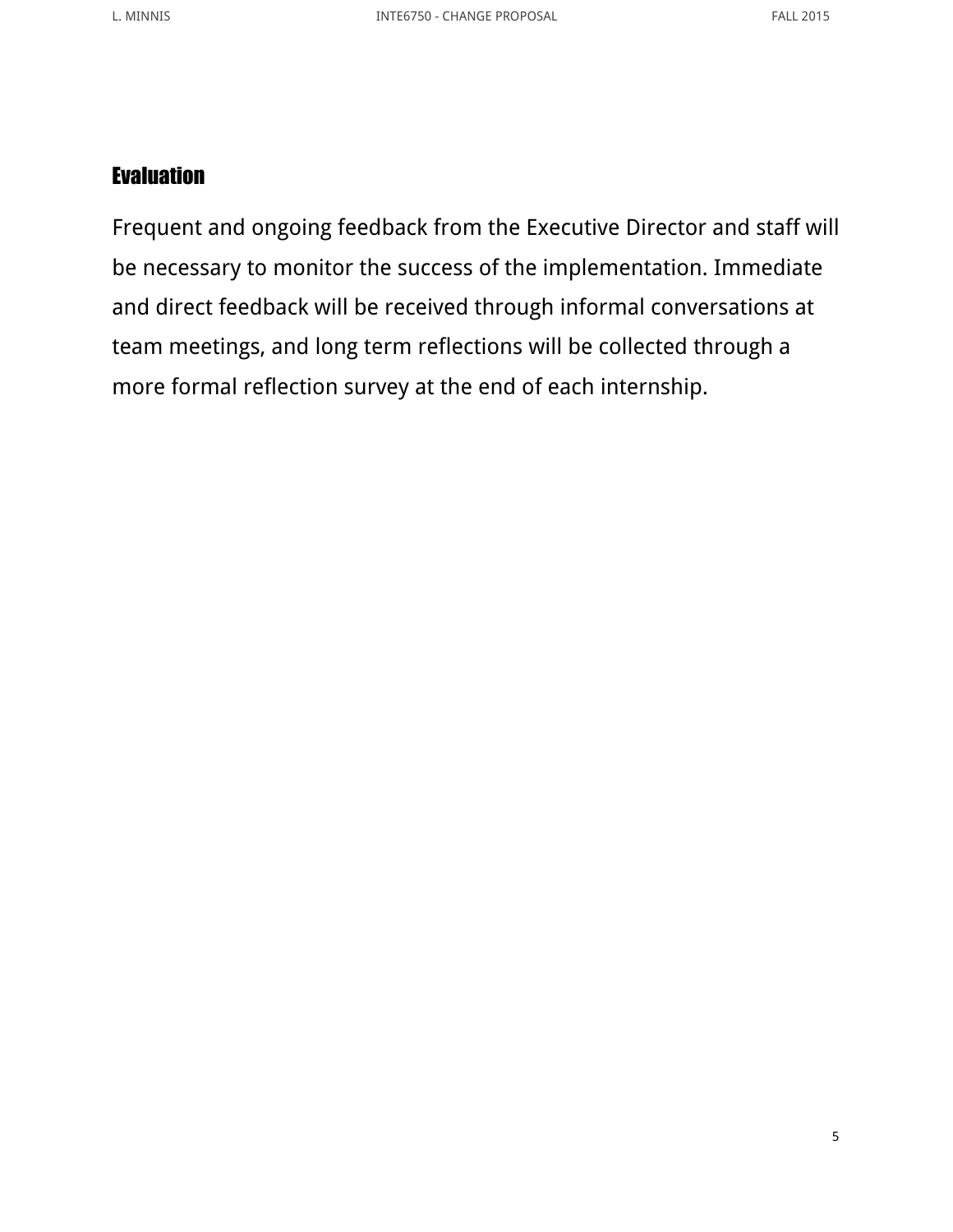## Evaluation

Frequent and ongoing feedback from the Executive Director and staff will be necessary to monitor the success of the implementation. Immediate and direct feedback will be received through informal conversations at team meetings, and long term reflections will be collected through a more formal reflection survey at the end of each internship.